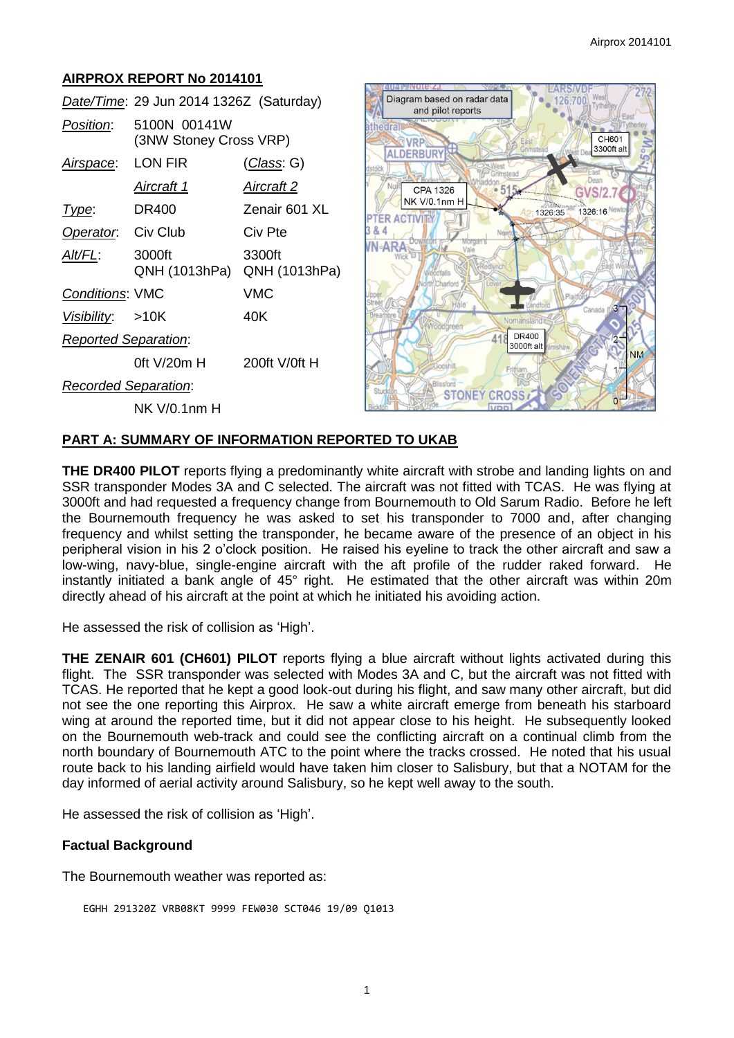## AIRPROX REPORT No 2014101

| | | |
|---|---|---|
| *Date/Time*: | 29 Jun 2014 1326Z (Saturday) | |
| *Position*: | 5100N 00141W (3NW Stoney Cross VRP) | |
| *Airspace*: | LON FIR | (*Class*: G) |
| | *Aircraft 1* | *Aircraft 2* |
| *Type*: | DR400 | Zenair 601 XL |
| *Operator*: | Civ Club | Civ Pte |
| *Alt/FL*: | 3000ft QNH (1013hPa) | 3300ft QNH (1013hPa) |
| *Conditions*: | VMC | VMC |
| *Visibility*: | >10K | 40K |
| *Reported Separation*: | | |
| | 0ft V/20m H | 200ft V/0ft H |
| *Recorded Separation*: | | |
| | NK V/0.1nm H | |

Diagram based on radar data and pilot reports

## PART A: SUMMARY OF INFORMATION REPORTED TO UKAB

**THE DR400 PILOT** reports flying a predominantly white aircraft with strobe and landing lights on and SSR transponder Modes 3A and C selected. The aircraft was not fitted with TCAS. He was flying at 3000ft and had requested a frequency change from Bournemouth to Old Sarum Radio. Before he left the Bournemouth frequency he was asked to set his transponder to 7000 and, after changing frequency and whilst setting the transponder, he became aware of the presence of an object in his peripheral vision in his 2 o'clock position. He raised his eyeline to track the other aircraft and saw a low-wing, navy-blue, single-engine aircraft with the aft profile of the rudder raked forward. He instantly initiated a bank angle of 45° right. He estimated that the other aircraft was within 20m directly ahead of his aircraft at the point at which he initiated his avoiding action.

He assessed the risk of collision as 'High'.

**THE ZENAIR 601 (CH601) PILOT** reports flying a blue aircraft without lights activated during this flight. The SSR transponder was selected with Modes 3A and C, but the aircraft was not fitted with TCAS. He reported that he kept a good look-out during his flight, and saw many other aircraft, but did not see the one reporting this Airprox. He saw a white aircraft emerge from beneath his starboard wing at around the reported time, but it did not appear close to his height. He subsequently looked on the Bournemouth web-track and could see the conflicting aircraft on a continual climb from the north boundary of Bournemouth ATC to the point where the tracks crossed. He noted that his usual route back to his landing airfield would have taken him closer to Salisbury, but that a NOTAM for the day informed of aerial activity around Salisbury, so he kept well away to the south.

He assessed the risk of collision as 'High'.

### Factual Background

The Bournemouth weather was reported as:

```
EGHH 291320Z VRB08KT 9999 FEW030 SCT046 19/09 Q1013
```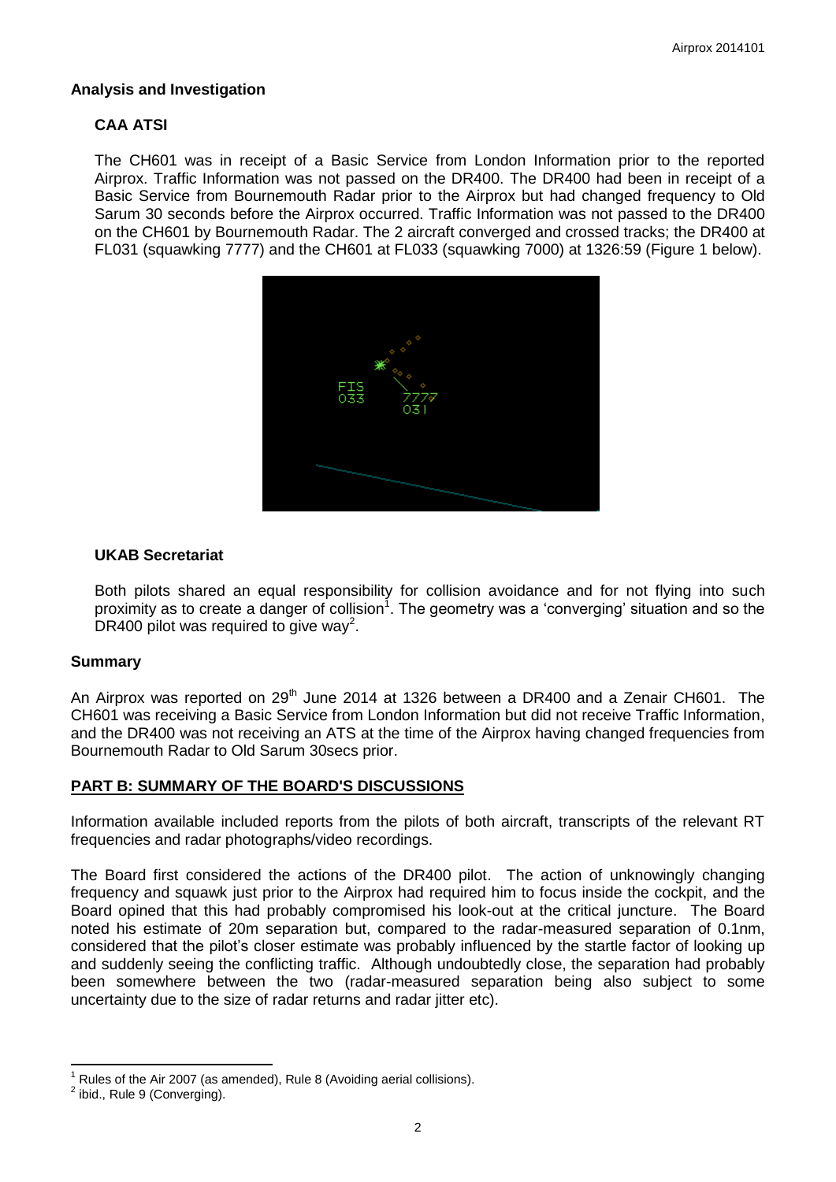## Analysis and Investigation

### CAA ATSI

The CH601 was in receipt of a Basic Service from London Information prior to the reported Airprox. Traffic Information was not passed on the DR400. The DR400 had been in receipt of a Basic Service from Bournemouth Radar prior to the Airprox but had changed frequency to Old Sarum 30 seconds before the Airprox occurred. Traffic Information was not passed to the DR400 on the CH601 by Bournemouth Radar. The 2 aircraft converged and crossed tracks; the DR400 at FL031 (squawking 7777) and the CH601 at FL033 (squawking 7000) at 1326:59 (Figure 1 below).

### UKAB Secretariat

Both pilots shared an equal responsibility for collision avoidance and for not flying into such proximity as to create a danger of collision[1]. The geometry was a 'converging' situation and so the DR400 pilot was required to give way[2].

## Summary

An Airprox was reported on 29th June 2014 at 1326 between a DR400 and a Zenair CH601. The CH601 was receiving a Basic Service from London Information but did not receive Traffic Information, and the DR400 was not receiving an ATS at the time of the Airprox having changed frequencies from Bournemouth Radar to Old Sarum 30secs prior.

## PART B: SUMMARY OF THE BOARD'S DISCUSSIONS

Information available included reports from the pilots of both aircraft, transcripts of the relevant RT frequencies and radar photographs/video recordings.

The Board first considered the actions of the DR400 pilot. The action of unknowingly changing frequency and squawk just prior to the Airprox had required him to focus inside the cockpit, and the Board opined that this had probably compromised his look-out at the critical juncture. The Board noted his estimate of 20m separation but, compared to the radar-measured separation of 0.1nm, considered that the pilot's closer estimate was probably influenced by the startle factor of looking up and suddenly seeing the conflicting traffic. Although undoubtedly close, the separation had probably been somewhere between the two (radar-measured separation being also subject to some uncertainty due to the size of radar returns and radar jitter etc).

---

[1] Rules of the Air 2007 (as amended), Rule 8 (Avoiding aerial collisions).

[2] ibid., Rule 9 (Converging).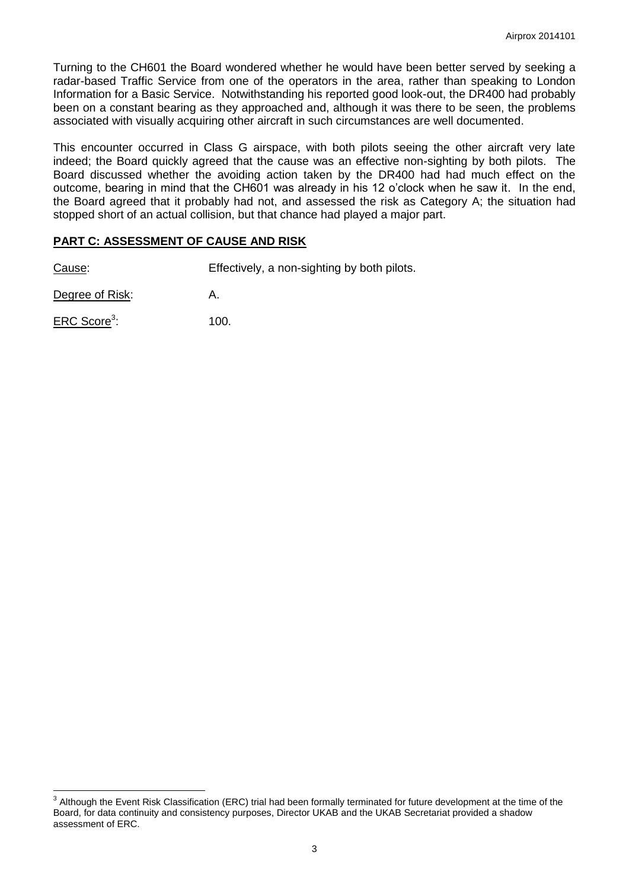Turning to the CH601 the Board wondered whether he would have been better served by seeking a radar-based Traffic Service from one of the operators in the area, rather than speaking to London Information for a Basic Service. Notwithstanding his reported good look-out, the DR400 had probably been on a constant bearing as they approached and, although it was there to be seen, the problems associated with visually acquiring other aircraft in such circumstances are well documented.

This encounter occurred in Class G airspace, with both pilots seeing the other aircraft very late indeed; the Board quickly agreed that the cause was an effective non-sighting by both pilots. The Board discussed whether the avoiding action taken by the DR400 had had much effect on the outcome, bearing in mind that the CH601 was already in his 12 o'clock when he saw it. In the end, the Board agreed that it probably had not, and assessed the risk as Category A; the situation had stopped short of an actual collision, but that chance had played a major part.

## PART C: ASSESSMENT OF CAUSE AND RISK

Cause: Effectively, a non-sighting by both pilots.

Degree of Risk: A.

ERC Score[3]: 100.

[3] Although the Event Risk Classification (ERC) trial had been formally terminated for future development at the time of the Board, for data continuity and consistency purposes, Director UKAB and the UKAB Secretariat provided a shadow assessment of ERC.